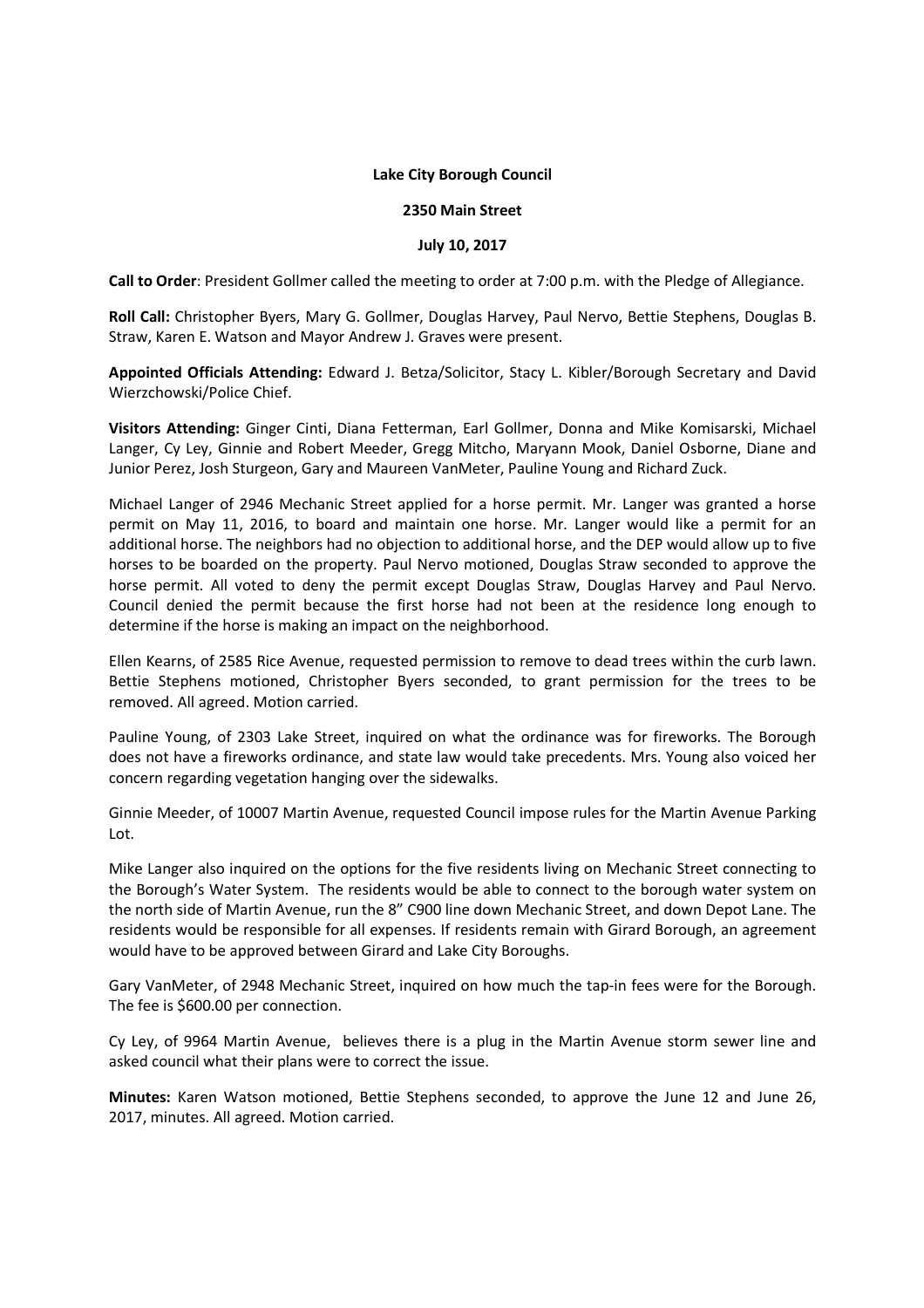**Lake City Borough Council**

**2350 Main Street**

**July 10, 2017**

**Call to Order**: President Gollmer called the meeting to order at 7:00 p.m. with the Pledge of Allegiance.

**Roll Call:** Christopher Byers, Mary G. Gollmer, Douglas Harvey, Paul Nervo, Bettie Stephens, Douglas B. Straw, Karen E. Watson and Mayor Andrew J. Graves were present.

**Appointed Officials Attending:** Edward J. Betza/Solicitor, Stacy L. Kibler/Borough Secretary and David Wierzchowski/Police Chief.

**Visitors Attending:** Ginger Cinti, Diana Fetterman, Earl Gollmer, Donna and Mike Komisarski, Michael Langer, Cy Ley, Ginnie and Robert Meeder, Gregg Mitcho, Maryann Mook, Daniel Osborne, Diane and Junior Perez, Josh Sturgeon, Gary and Maureen VanMeter, Pauline Young and Richard Zuck.

Michael Langer of 2946 Mechanic Street applied for a horse permit. Mr. Langer was granted a horse permit on May 11, 2016, to board and maintain one horse. Mr. Langer would like a permit for an additional horse. The neighbors had no objection to additional horse, and the DEP would allow up to five horses to be boarded on the property. Paul Nervo motioned, Douglas Straw seconded to approve the horse permit. All voted to deny the permit except Douglas Straw, Douglas Harvey and Paul Nervo. Council denied the permit because the first horse had not been at the residence long enough to determine if the horse is making an impact on the neighborhood.

Ellen Kearns, of 2585 Rice Avenue, requested permission to remove to dead trees within the curb lawn. Bettie Stephens motioned, Christopher Byers seconded, to grant permission for the trees to be removed. All agreed. Motion carried.

Pauline Young, of 2303 Lake Street, inquired on what the ordinance was for fireworks. The Borough does not have a fireworks ordinance, and state law would take precedents. Mrs. Young also voiced her concern regarding vegetation hanging over the sidewalks.

Ginnie Meeder, of 10007 Martin Avenue, requested Council impose rules for the Martin Avenue Parking Lot.

Mike Langer also inquired on the options for the five residents living on Mechanic Street connecting to the Borough's Water System. The residents would be able to connect to the borough water system on the north side of Martin Avenue, run the 8" C900 line down Mechanic Street, and down Depot Lane. The residents would be responsible for all expenses. If residents remain with Girard Borough, an agreement would have to be approved between Girard and Lake City Boroughs.

Gary VanMeter, of 2948 Mechanic Street, inquired on how much the tap-in fees were for the Borough. The fee is $600.00 per connection.

Cy Ley, of 9964 Martin Avenue, believes there is a plug in the Martin Avenue storm sewer line and asked council what their plans were to correct the issue.

**Minutes:** Karen Watson motioned, Bettie Stephens seconded, to approve the June 12 and June 26, 2017, minutes. All agreed. Motion carried.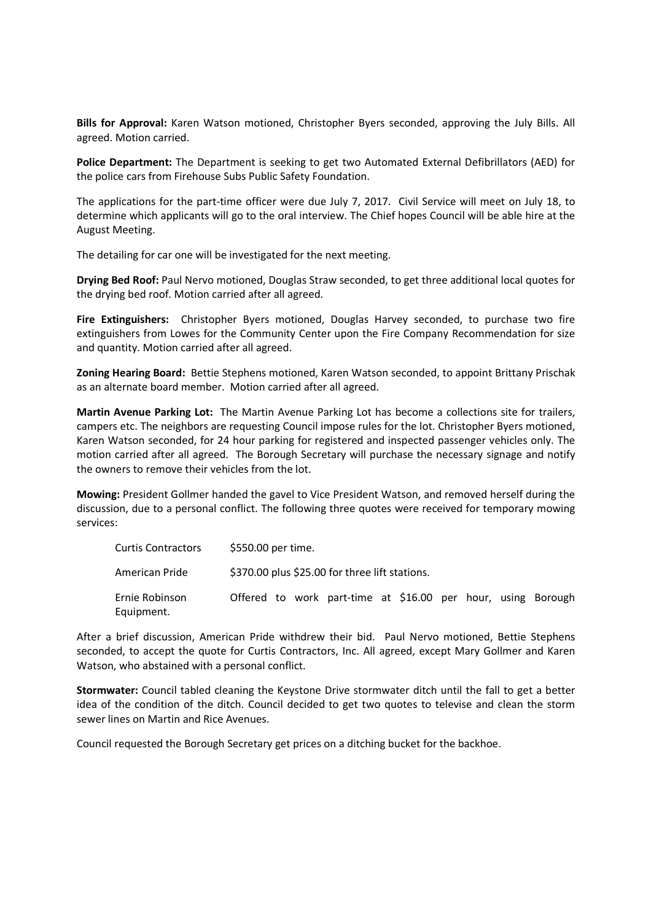**Bills for Approval:** Karen Watson motioned, Christopher Byers seconded, approving the July Bills. All agreed. Motion carried.

**Police Department:** The Department is seeking to get two Automated External Defibrillators (AED) for the police cars from Firehouse Subs Public Safety Foundation.

The applications for the part-time officer were due July 7, 2017. Civil Service will meet on July 18, to determine which applicants will go to the oral interview. The Chief hopes Council will be able hire at the August Meeting.

The detailing for car one will be investigated for the next meeting.

**Drying Bed Roof:** Paul Nervo motioned, Douglas Straw seconded, to get three additional local quotes for the drying bed roof. Motion carried after all agreed.

**Fire Extinguishers:** Christopher Byers motioned, Douglas Harvey seconded, to purchase two fire extinguishers from Lowes for the Community Center upon the Fire Company Recommendation for size and quantity. Motion carried after all agreed.

**Zoning Hearing Board:** Bettie Stephens motioned, Karen Watson seconded, to appoint Brittany Prischak as an alternate board member. Motion carried after all agreed.

**Martin Avenue Parking Lot:** The Martin Avenue Parking Lot has become a collections site for trailers, campers etc. The neighbors are requesting Council impose rules for the lot. Christopher Byers motioned, Karen Watson seconded, for 24 hour parking for registered and inspected passenger vehicles only. The motion carried after all agreed. The Borough Secretary will purchase the necessary signage and notify the owners to remove their vehicles from the lot.

**Mowing:** President Gollmer handed the gavel to Vice President Watson, and removed herself during the discussion, due to a personal conflict. The following three quotes were received for temporary mowing services:

| | |
|---|---|
| Curtis Contractors | $550.00 per time. |
| American Pride | $370.00 plus $25.00 for three lift stations. |
| Ernie Robinson Equipment. | Offered to work part-time at $16.00 per hour, using Borough |

After a brief discussion, American Pride withdrew their bid. Paul Nervo motioned, Bettie Stephens seconded, to accept the quote for Curtis Contractors, Inc. All agreed, except Mary Gollmer and Karen Watson, who abstained with a personal conflict.

**Stormwater:** Council tabled cleaning the Keystone Drive stormwater ditch until the fall to get a better idea of the condition of the ditch. Council decided to get two quotes to televise and clean the storm sewer lines on Martin and Rice Avenues.

Council requested the Borough Secretary get prices on a ditching bucket for the backhoe.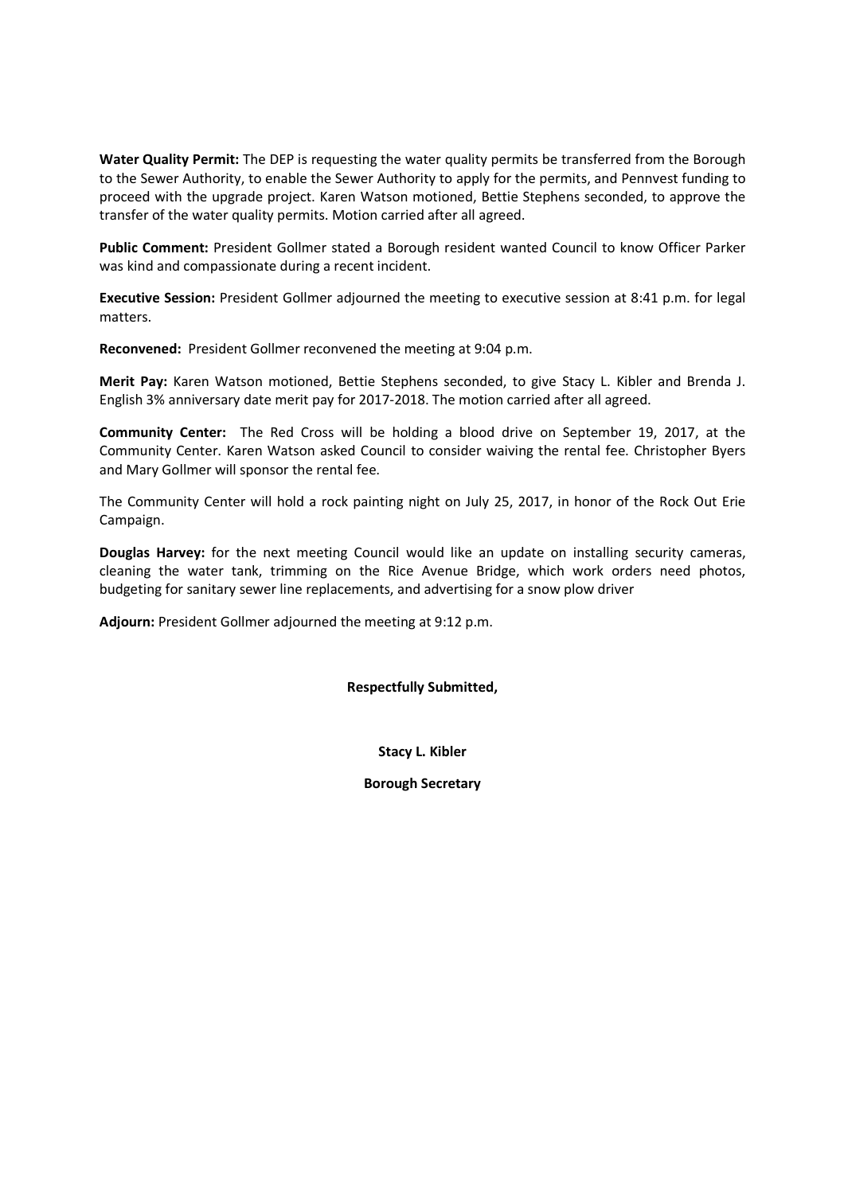**Water Quality Permit:** The DEP is requesting the water quality permits be transferred from the Borough to the Sewer Authority, to enable the Sewer Authority to apply for the permits, and Pennvest funding to proceed with the upgrade project. Karen Watson motioned, Bettie Stephens seconded, to approve the transfer of the water quality permits. Motion carried after all agreed.

**Public Comment:** President Gollmer stated a Borough resident wanted Council to know Officer Parker was kind and compassionate during a recent incident.

**Executive Session:** President Gollmer adjourned the meeting to executive session at 8:41 p.m. for legal matters.

**Reconvened:** President Gollmer reconvened the meeting at 9:04 p.m.

**Merit Pay:** Karen Watson motioned, Bettie Stephens seconded, to give Stacy L. Kibler and Brenda J. English 3% anniversary date merit pay for 2017-2018. The motion carried after all agreed.

**Community Center:** The Red Cross will be holding a blood drive on September 19, 2017, at the Community Center. Karen Watson asked Council to consider waiving the rental fee. Christopher Byers and Mary Gollmer will sponsor the rental fee.

The Community Center will hold a rock painting night on July 25, 2017, in honor of the Rock Out Erie Campaign.

**Douglas Harvey:** for the next meeting Council would like an update on installing security cameras, cleaning the water tank, trimming on the Rice Avenue Bridge, which work orders need photos, budgeting for sanitary sewer line replacements, and advertising for a snow plow driver

**Adjourn:** President Gollmer adjourned the meeting at 9:12 p.m.

**Respectfully Submitted,**

**Stacy L. Kibler**

**Borough Secretary**